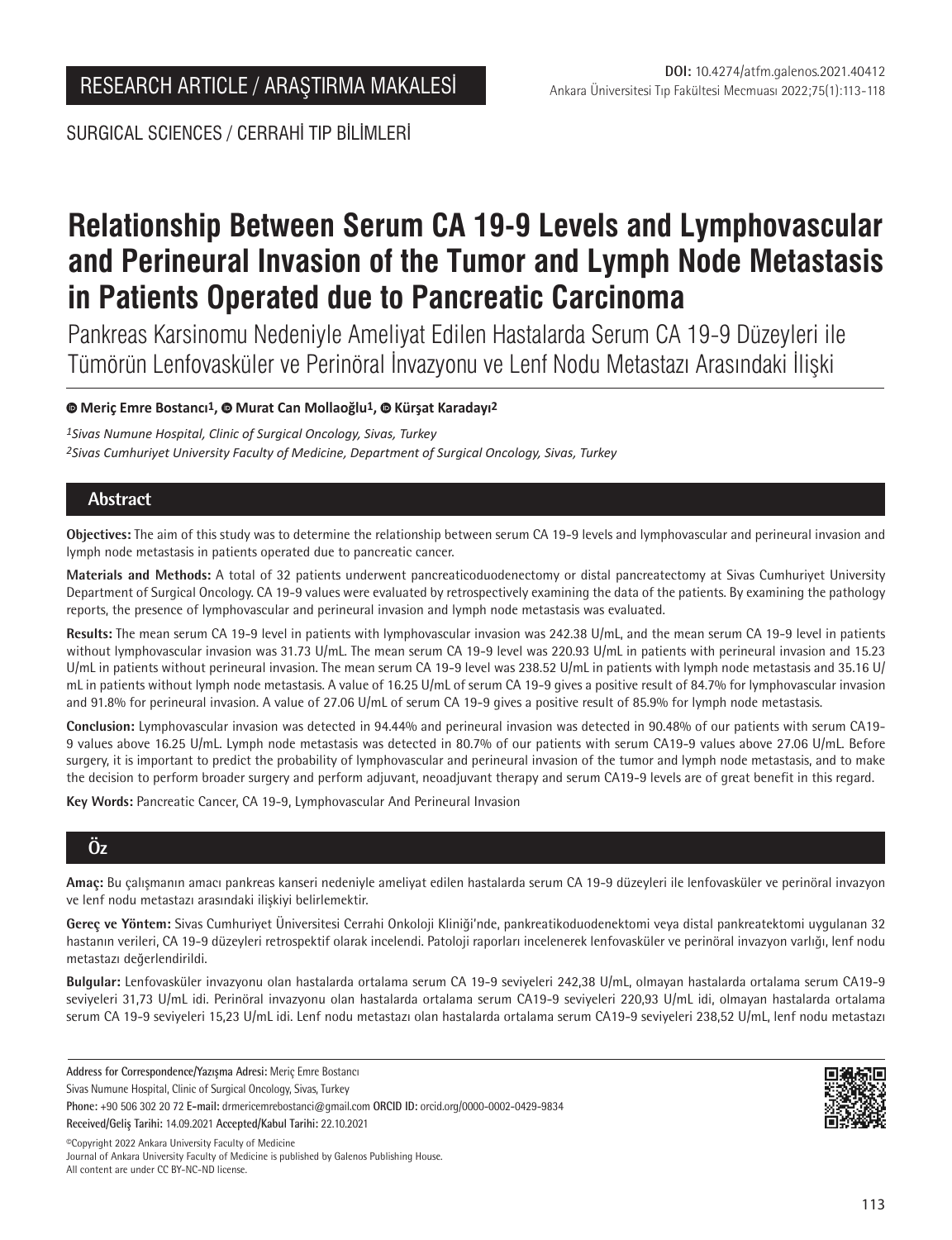RESEARCH ARTICLE / ARAŞTIRMA MAKALESİ

DOI: 10.4274/atfm.galenos.2021.40412

SURGICAL SCIENCES / CERRAHİ TIP BİLİMLERİ

# Relationship Between Serum CA 19-9 Levels and Lymphovascular and Perineural Invasion of the Tumor and Lymph Node Metastasis in Patients Operated due to Pancreatic Carcinoma

Pankreas Karsinomu Nedeniyle Ameliyat Edilen Hastalarda Serum CA 19-9 Düzeyleri ile Tümörün Lenfovasküler ve Perinöral İnvazyonu ve Lenf Nodu Metastazı Arasındaki İlişki

**Meriç Emre Bostancı[1], Murat Can Mollaoğlu[1], Kürşat Karadayı[2]**

*[1]Sivas Numune Hospital, Clinic of Surgical Oncology, Sivas, Turkey*

*[2]Sivas Cumhuriyet University Faculty of Medicine, Department of Surgical Oncology, Sivas, Turkey*

## Abstract

**Objectives:** The aim of this study was to determine the relationship between serum CA 19-9 levels and lymphovascular and perineural invasion and lymph node metastasis in patients operated due to pancreatic cancer.

**Materials and Methods:** A total of 32 patients underwent pancreaticoduodenectomy or distal pancreatectomy at Sivas Cumhuriyet University Department of Surgical Oncology. CA 19-9 values were evaluated by retrospectively examining the data of the patients. By examining the pathology reports, the presence of lymphovascular and perineural invasion and lymph node metastasis was evaluated.

**Results:** The mean serum CA 19-9 level in patients with lymphovascular invasion was 242.38 U/mL, and the mean serum CA 19-9 level in patients without lymphovascular invasion was 31.73 U/mL. The mean serum CA 19-9 level was 220.93 U/mL in patients with perineural invasion and 15.23 U/mL in patients without perineural invasion. The mean serum CA 19-9 level was 238.52 U/mL in patients with lymph node metastasis and 35.16 U/mL in patients without lymph node metastasis. A value of 16.25 U/mL of serum CA 19-9 gives a positive result of 84.7% for lymphovascular invasion and 91.8% for perineural invasion. A value of 27.06 U/mL of serum CA 19-9 gives a positive result of 85.9% for lymph node metastasis.

**Conclusion:** Lymphovascular invasion was detected in 94.44% and perineural invasion was detected in 90.48% of our patients with serum CA19-9 values above 16.25 U/mL. Lymph node metastasis was detected in 80.7% of our patients with serum CA19-9 values above 27.06 U/mL. Before surgery, it is important to predict the probability of lymphovascular and perineural invasion of the tumor and lymph node metastasis, and to make the decision to perform broader surgery and perform adjuvant, neoadjuvant therapy and serum CA19-9 levels are of great benefit in this regard.

**Key Words:** Pancreatic Cancer, CA 19-9, Lymphovascular And Perineural Invasion

## Öz

**Amaç:** Bu çalışmanın amacı pankreas kanseri nedeniyle ameliyat edilen hastalarda serum CA 19-9 düzeyleri ile lenfovasküler ve perinöral invazyon ve lenf nodu metastazı arasındaki ilişkiyi belirlemektir.

**Gereç ve Yöntem:** Sivas Cumhuriyet Üniversitesi Cerrahi Onkoloji Kliniği'nde, pankreatikoduodenektomi veya distal pankreatektomi uygulanan 32 hastanın verileri, CA 19-9 düzeyleri retrospektif olarak incelendi. Patoloji raporları incelenerek lenfovasküler ve perinöral invazyon varlığı, lenf nodu metastazı değerlendirildi.

**Bulgular:** Lenfovasküler invazyonu olan hastalarda ortalama serum CA 19-9 seviyeleri 242,38 U/mL, olmayan hastalarda ortalama serum CA19-9 seviyeleri 31,73 U/mL idi. Perinöral invazyonu olan hastalarda ortalama serum CA19-9 seviyeleri 220,93 U/mL idi, olmayan hastalarda ortalama serum CA 19-9 seviyeleri 15,23 U/mL idi. Lenf nodu metastazı olan hastalarda ortalama serum CA19-9 seviyeleri 238,52 U/mL, lenf nodu metastazı

**Address for Correspondence/Yazışma Adresi:** Meriç Emre Bostancı
Sivas Numune Hospital, Clinic of Surgical Oncology, Sivas, Turkey
**Phone:** +90 506 302 20 72 **E-mail:** drmericemrebostanci@gmail.com **ORCID ID:** orcid.org/0000-0002-0429-9834
**Received/Geliş Tarihi:** 14.09.2021 **Accepted/Kabul Tarihi:** 22.10.2021

©Copyright 2022 Ankara University Faculty of Medicine
Journal of Ankara University Faculty of Medicine is published by Galenos Publishing House.
All content are under CC BY-NC-ND license.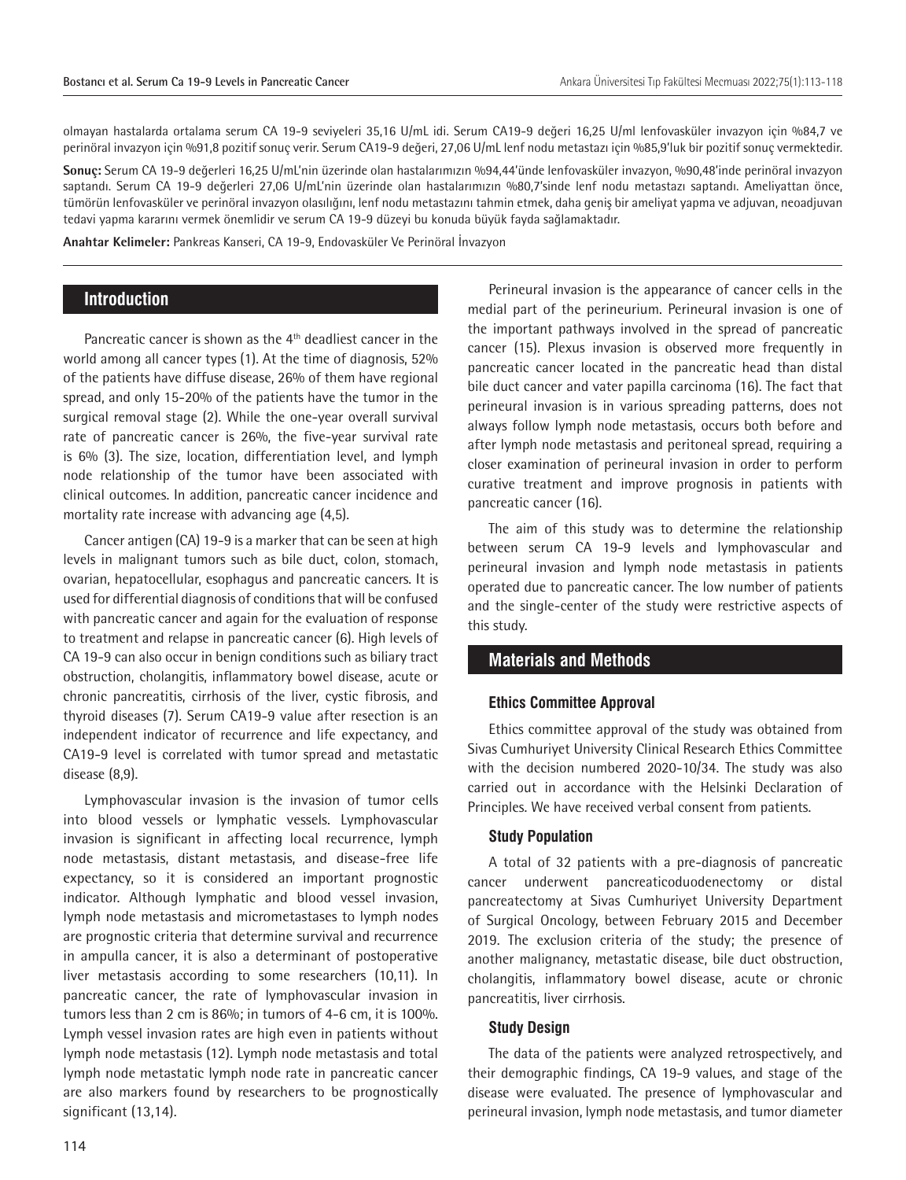olmayan hastalarda ortalama serum CA 19-9 seviyeleri 35,16 U/mL idi. Serum CA19-9 değeri 16,25 U/ml lenfovasküler invazyon için %84,7 ve perinöral invazyon için %91,8 pozitif sonuç verir. Serum CA19-9 değeri, 27,06 U/mL lenf nodu metastazı için %85,9'luk bir pozitif sonuç vermektedir.

**Sonuç:** Serum CA 19-9 değerleri 16,25 U/mL'nin üzerinde olan hastalarımızın %94,44'ünde lenfovasküler invazyon, %90,48'inde perinöral invazyon saptandı. Serum CA 19-9 değerleri 27,06 U/mL'nin üzerinde olan hastalarımızın %80,7'sinde lenf nodu metastazı saptandı. Ameliyattan önce, tümörün lenfovasküler ve perinöral invazyon olasılığını, lenf nodu metastazını tahmin etmek, daha geniş bir ameliyat yapma ve adjuvan, neoadjuvan tedavi yapma kararını vermek önemlidir ve serum CA 19-9 düzeyi bu konuda büyük fayda sağlamaktadır.

**Anahtar Kelimeler:** Pankreas Kanseri, CA 19-9, Endovasküler Ve Perinöral İnvazyon

## Introduction

Pancreatic cancer is shown as the 4th deadliest cancer in the world among all cancer types (1). At the time of diagnosis, 52% of the patients have diffuse disease, 26% of them have regional spread, and only 15-20% of the patients have the tumor in the surgical removal stage (2). While the one-year overall survival rate of pancreatic cancer is 26%, the five-year survival rate is 6% (3). The size, location, differentiation level, and lymph node relationship of the tumor have been associated with clinical outcomes. In addition, pancreatic cancer incidence and mortality rate increase with advancing age (4,5).

Cancer antigen (CA) 19-9 is a marker that can be seen at high levels in malignant tumors such as bile duct, colon, stomach, ovarian, hepatocellular, esophagus and pancreatic cancers. It is used for differential diagnosis of conditions that will be confused with pancreatic cancer and again for the evaluation of response to treatment and relapse in pancreatic cancer (6). High levels of CA 19-9 can also occur in benign conditions such as biliary tract obstruction, cholangitis, inflammatory bowel disease, acute or chronic pancreatitis, cirrhosis of the liver, cystic fibrosis, and thyroid diseases (7). Serum CA19-9 value after resection is an independent indicator of recurrence and life expectancy, and CA19-9 level is correlated with tumor spread and metastatic disease (8,9).

Lymphovascular invasion is the invasion of tumor cells into blood vessels or lymphatic vessels. Lymphovascular invasion is significant in affecting local recurrence, lymph node metastasis, distant metastasis, and disease-free life expectancy, so it is considered an important prognostic indicator. Although lymphatic and blood vessel invasion, lymph node metastasis and micrometastases to lymph nodes are prognostic criteria that determine survival and recurrence in ampulla cancer, it is also a determinant of postoperative liver metastasis according to some researchers (10,11). In pancreatic cancer, the rate of lymphovascular invasion in tumors less than 2 cm is 86%; in tumors of 4-6 cm, it is 100%. Lymph vessel invasion rates are high even in patients without lymph node metastasis (12). Lymph node metastasis and total lymph node metastatic lymph node rate in pancreatic cancer are also markers found by researchers to be prognostically significant (13,14).

Perineural invasion is the appearance of cancer cells in the medial part of the perineurium. Perineural invasion is one of the important pathways involved in the spread of pancreatic cancer (15). Plexus invasion is observed more frequently in pancreatic cancer located in the pancreatic head than distal bile duct cancer and vater papilla carcinoma (16). The fact that perineural invasion is in various spreading patterns, does not always follow lymph node metastasis, occurs both before and after lymph node metastasis and peritoneal spread, requiring a closer examination of perineural invasion in order to perform curative treatment and improve prognosis in patients with pancreatic cancer (16).

The aim of this study was to determine the relationship between serum CA 19-9 levels and lymphovascular and perineural invasion and lymph node metastasis in patients operated due to pancreatic cancer. The low number of patients and the single-center of the study were restrictive aspects of this study.

## Materials and Methods

### Ethics Committee Approval

Ethics committee approval of the study was obtained from Sivas Cumhuriyet University Clinical Research Ethics Committee with the decision numbered 2020-10/34. The study was also carried out in accordance with the Helsinki Declaration of Principles. We have received verbal consent from patients.

### Study Population

A total of 32 patients with a pre-diagnosis of pancreatic cancer underwent pancreaticoduodenectomy or distal pancreatectomy at Sivas Cumhuriyet University Department of Surgical Oncology, between February 2015 and December 2019. The exclusion criteria of the study; the presence of another malignancy, metastatic disease, bile duct obstruction, cholangitis, inflammatory bowel disease, acute or chronic pancreatitis, liver cirrhosis.

### Study Design

The data of the patients were analyzed retrospectively, and their demographic findings, CA 19-9 values, and stage of the disease were evaluated. The presence of lymphovascular and perineural invasion, lymph node metastasis, and tumor diameter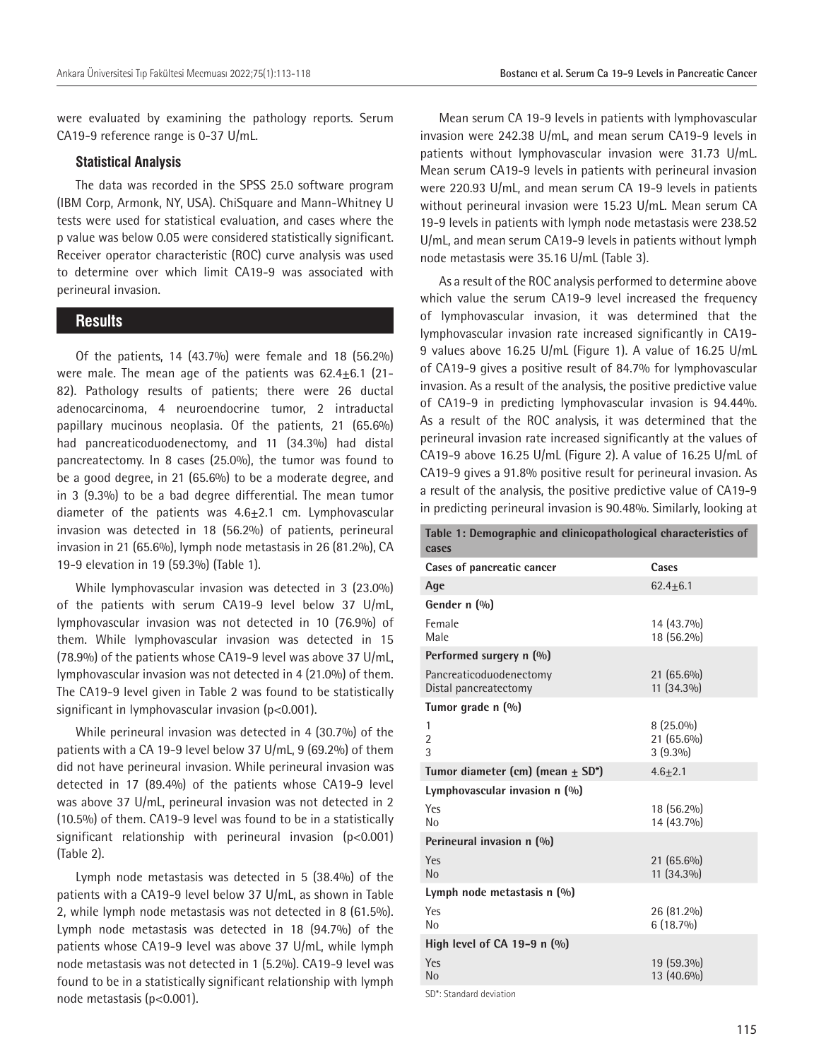were evaluated by examining the pathology reports. Serum CA19-9 reference range is 0-37 U/mL.

### Statistical Analysis

The data was recorded in the SPSS 25.0 software program (IBM Corp, Armonk, NY, USA). ChiSquare and Mann-Whitney U tests were used for statistical evaluation, and cases where the p value was below 0.05 were considered statistically significant. Receiver operator characteristic (ROC) curve analysis was used to determine over which limit CA19-9 was associated with perineural invasion.

## Results

Of the patients, 14 (43.7%) were female and 18 (56.2%) were male. The mean age of the patients was 62.4±6.1 (21-82). Pathology results of patients; there were 26 ductal adenocarcinoma, 4 neuroendocrine tumor, 2 intraductal papillary mucinous neoplasia. Of the patients, 21 (65.6%) had pancreaticoduodenectomy, and 11 (34.3%) had distal pancreatectomy. In 8 cases (25.0%), the tumor was found to be a good degree, in 21 (65.6%) to be a moderate degree, and in 3 (9.3%) to be a bad degree differential. The mean tumor diameter of the patients was 4.6±2.1 cm. Lymphovascular invasion was detected in 18 (56.2%) of patients, perineural invasion in 21 (65.6%), lymph node metastasis in 26 (81.2%), CA 19-9 elevation in 19 (59.3%) (Table 1).

While lymphovascular invasion was detected in 3 (23.0%) of the patients with serum CA19-9 level below 37 U/mL, lymphovascular invasion was not detected in 10 (76.9%) of them. While lymphovascular invasion was detected in 15 (78.9%) of the patients whose CA19-9 level was above 37 U/mL, lymphovascular invasion was not detected in 4 (21.0%) of them. The CA19-9 level given in Table 2 was found to be statistically significant in lymphovascular invasion (p<0.001).

While perineural invasion was detected in 4 (30.7%) of the patients with a CA 19-9 level below 37 U/mL, 9 (69.2%) of them did not have perineural invasion. While perineural invasion was detected in 17 (89.4%) of the patients whose CA19-9 level was above 37 U/mL, perineural invasion was not detected in 2 (10.5%) of them. CA19-9 level was found to be in a statistically significant relationship with perineural invasion (p<0.001) (Table 2).

Lymph node metastasis was detected in 5 (38.4%) of the patients with a CA19-9 level below 37 U/mL, as shown in Table 2, while lymph node metastasis was not detected in 8 (61.5%). Lymph node metastasis was detected in 18 (94.7%) of the patients whose CA19-9 level was above 37 U/mL, while lymph node metastasis was not detected in 1 (5.2%). CA19-9 level was found to be in a statistically significant relationship with lymph node metastasis (p<0.001).

Mean serum CA 19-9 levels in patients with lymphovascular invasion were 242.38 U/mL, and mean serum CA19-9 levels in patients without lymphovascular invasion were 31.73 U/mL. Mean serum CA19-9 levels in patients with perineural invasion were 220.93 U/mL, and mean serum CA 19-9 levels in patients without perineural invasion were 15.23 U/mL. Mean serum CA 19-9 levels in patients with lymph node metastasis were 238.52 U/mL, and mean serum CA19-9 levels in patients without lymph node metastasis were 35.16 U/mL (Table 3).

As a result of the ROC analysis performed to determine above which value the serum CA19-9 level increased the frequency of lymphovascular invasion, it was determined that the lymphovascular invasion rate increased significantly in CA19-9 values above 16.25 U/mL (Figure 1). A value of 16.25 U/mL of CA19-9 gives a positive result of 84.7% for lymphovascular invasion. As a result of the analysis, the positive predictive value of CA19-9 in predicting lymphovascular invasion is 94.44%. As a result of the ROC analysis, it was determined that the perineural invasion rate increased significantly at the values of CA19-9 above 16.25 U/mL (Figure 2). A value of 16.25 U/mL of CA19-9 gives a 91.8% positive result for perineural invasion. As a result of the analysis, the positive predictive value of CA19-9 in predicting perineural invasion is 90.48%. Similarly, looking at

**Table 1: Demographic and clinicopathological characteristics of cases**

| Cases of pancreatic cancer | Cases |
|---|---|
| **Age** | 62.4±6.1 |
| **Gender n (%)** | |
| Female | 14 (43.7%) |
| Male | 18 (56.2%) |
| **Performed surgery n (%)** | |
| Pancreaticoduodenectomy | 21 (65.6%) |
| Distal pancreatectomy | 11 (34.3%) |
| **Tumor grade n (%)** | |
| 1 | 8 (25.0%) |
| 2 | 21 (65.6%) |
| 3 | 3 (9.3%) |
| **Tumor diameter (cm) (mean ± SD*)** | 4.6±2.1 |
| **Lymphovascular invasion n (%)** | |
| Yes | 18 (56.2%) |
| No | 14 (43.7%) |
| **Perineural invasion n (%)** | |
| Yes | 21 (65.6%) |
| No | 11 (34.3%) |
| **Lymph node metastasis n (%)** | |
| Yes | 26 (81.2%) |
| No | 6 (18.7%) |
| **High level of CA 19-9 n (%)** | |
| Yes | 19 (59.3%) |
| No | 13 (40.6%) |

SD*: Standard deviation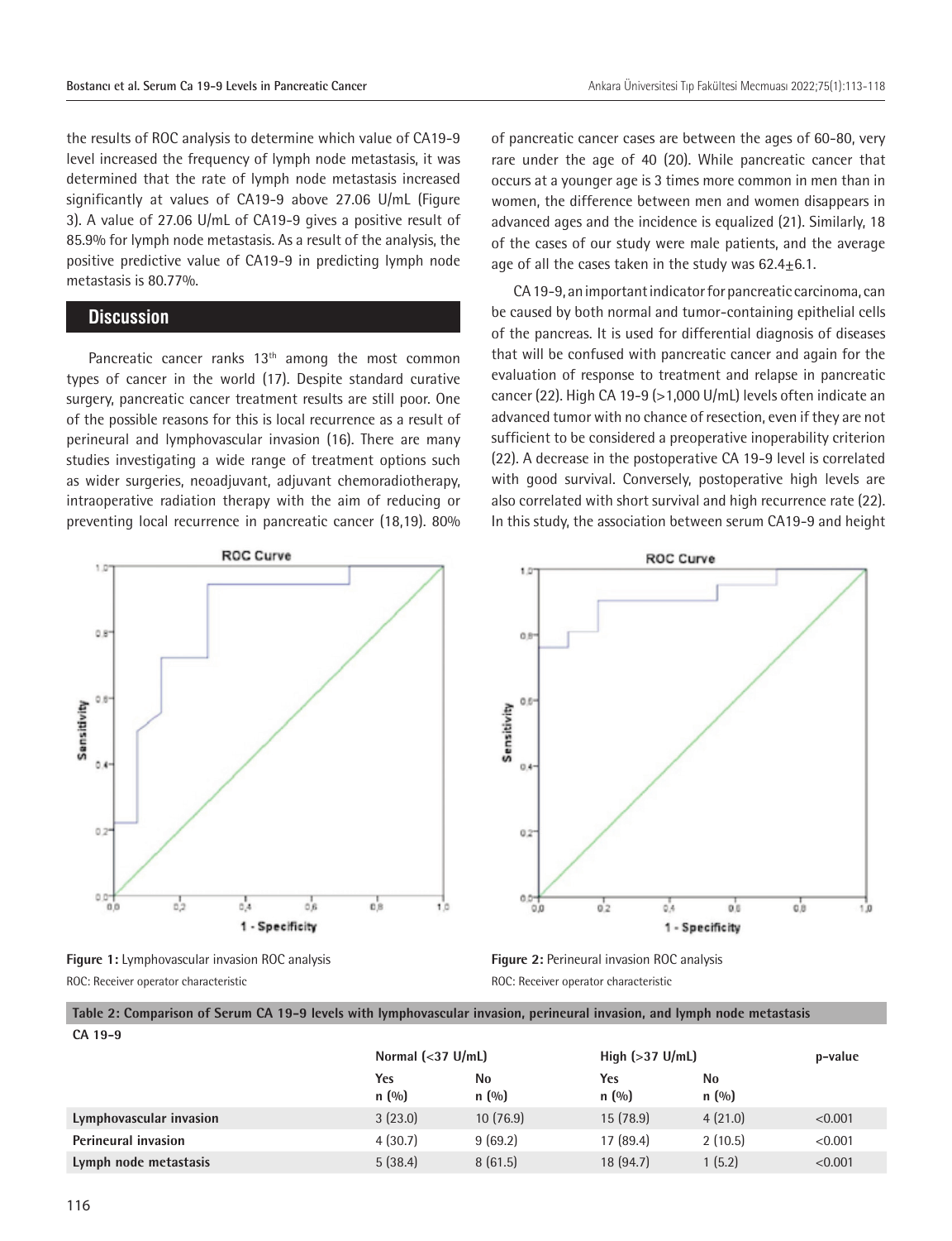the results of ROC analysis to determine which value of CA19-9 level increased the frequency of lymph node metastasis, it was determined that the rate of lymph node metastasis increased significantly at values of CA19-9 above 27.06 U/mL (Figure 3). A value of 27.06 U/mL of CA19-9 gives a positive result of 85.9% for lymph node metastasis. As a result of the analysis, the positive predictive value of CA19-9 in predicting lymph node metastasis is 80.77%.

## Discussion

Pancreatic cancer ranks 13th among the most common types of cancer in the world (17). Despite standard curative surgery, pancreatic cancer treatment results are still poor. One of the possible reasons for this is local recurrence as a result of perineural and lymphovascular invasion (16). There are many studies investigating a wide range of treatment options such as wider surgeries, neoadjuvant, adjuvant chemoradiotherapy, intraoperative radiation therapy with the aim of reducing or preventing local recurrence in pancreatic cancer (18,19). 80% of pancreatic cancer cases are between the ages of 60-80, very rare under the age of 40 (20). While pancreatic cancer that occurs at a younger age is 3 times more common in men than in women, the difference between men and women disappears in advanced ages and the incidence is equalized (21). Similarly, 18 of the cases of our study were male patients, and the average age of all the cases taken in the study was 62.4±6.1.

CA 19-9, an important indicator for pancreatic carcinoma, can be caused by both normal and tumor-containing epithelial cells of the pancreas. It is used for differential diagnosis of diseases that will be confused with pancreatic cancer and again for the evaluation of response to treatment and relapse in pancreatic cancer (22). High CA 19-9 (>1,000 U/mL) levels often indicate an advanced tumor with no chance of resection, even if they are not sufficient to be considered a preoperative inoperability criterion (22). A decrease in the postoperative CA 19-9 level is correlated with good survival. Conversely, postoperative high levels are also correlated with short survival and high recurrence rate (22). In this study, the association between serum CA19-9 and height

**Figure 1:** Lymphovascular invasion ROC analysis

ROC: Receiver operator characteristic

**Figure 2:** Perineural invasion ROC analysis

ROC: Receiver operator characteristic

**Table 2: Comparison of Serum CA 19-9 levels with lymphovascular invasion, perineural invasion, and lymph node metastasis**

| CA 19-9 | Normal (<37 U/mL) | | High (>37 U/mL) | | p-value |
|---|---|---|---|---|---|
| | Yes n (%) | No n (%) | Yes n (%) | No n (%) | |
| **Lymphovascular invasion** | 3 (23.0) | 10 (76.9) | 15 (78.9) | 4 (21.0) | <0.001 |
| **Perineural invasion** | 4 (30.7) | 9 (69.2) | 17 (89.4) | 2 (10.5) | <0.001 |
| **Lymph node metastasis** | 5 (38.4) | 8 (61.5) | 18 (94.7) | 1 (5.2) | <0.001 |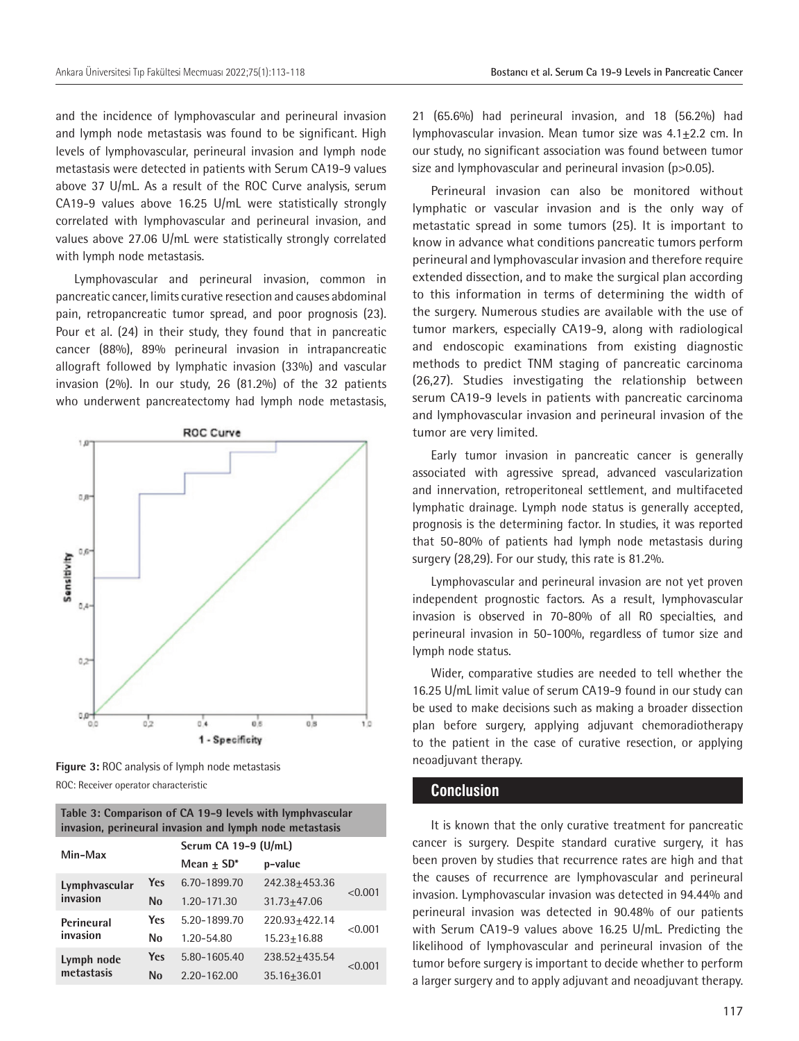and the incidence of lymphovascular and perineural invasion and lymph node metastasis was found to be significant. High levels of lymphovascular, perineural invasion and lymph node metastasis were detected in patients with Serum CA19-9 values above 37 U/mL. As a result of the ROC Curve analysis, serum CA19-9 values above 16.25 U/mL were statistically strongly correlated with lymphovascular and perineural invasion, and values above 27.06 U/mL were statistically strongly correlated with lymph node metastasis.

Lymphovascular and perineural invasion, common in pancreatic cancer, limits curative resection and causes abdominal pain, retropancreatic tumor spread, and poor prognosis (23). Pour et al. (24) in their study, they found that in pancreatic cancer (88%), 89% perineural invasion in intrapancreatic allograft followed by lymphatic invasion (33%) and vascular invasion (2%). In our study, 26 (81.2%) of the 32 patients who underwent pancreatectomy had lymph node metastasis, 21 (65.6%) had perineural invasion, and 18 (56.2%) had lymphovascular invasion. Mean tumor size was 4.1±2.2 cm. In our study, no significant association was found between tumor size and lymphovascular and perineural invasion (p>0.05).

**Figure 3:** ROC analysis of lymph node metastasis
ROC: Receiver operator characteristic

**Table 3: Comparison of CA 19-9 levels with lymphvascular invasion, perineural invasion and lymph node metastasis**

| Min-Max | | Serum CA 19-9 (U/mL) | | |
|---|---|---|---|---|
| | | Mean ± SD* | p-value | |
| Lymphvascular invasion | Yes | 6.70-1899.70 | 242.38±453.36 | <0.001 |
| | No | 1.20-171.30 | 31.73±47.06 | |
| Perineural invasion | Yes | 5.20-1899.70 | 220.93±422.14 | <0.001 |
| | No | 1.20-54.80 | 15.23±16.88 | |
| Lymph node metastasis | Yes | 5.80-1605.40 | 238.52±435.54 | <0.001 |
| | No | 2.20-162.00 | 35.16±36.01 | |

Perineural invasion can also be monitored without lymphatic or vascular invasion and is the only way of metastatic spread in some tumors (25). It is important to know in advance what conditions pancreatic tumors perform perineural and lymphovascular invasion and therefore require extended dissection, and to make the surgical plan according to this information in terms of determining the width of the surgery. Numerous studies are available with the use of tumor markers, especially CA19-9, along with radiological and endoscopic examinations from existing diagnostic methods to predict TNM staging of pancreatic carcinoma (26,27). Studies investigating the relationship between serum CA19-9 levels in patients with pancreatic carcinoma and lymphovascular invasion and perineural invasion of the tumor are very limited.

Early tumor invasion in pancreatic cancer is generally associated with agressive spread, advanced vascularization and innervation, retroperitoneal settlement, and multifaceted lymphatic drainage. Lymph node status is generally accepted, prognosis is the determining factor. In studies, it was reported that 50-80% of patients had lymph node metastasis during surgery (28,29). For our study, this rate is 81.2%.

Lymphovascular and perineural invasion are not yet proven independent prognostic factors. As a result, lymphovascular invasion is observed in 70-80% of all R0 specialties, and perineural invasion in 50-100%, regardless of tumor size and lymph node status.

Wider, comparative studies are needed to tell whether the 16.25 U/mL limit value of serum CA19-9 found in our study can be used to make decisions such as making a broader dissection plan before surgery, applying adjuvant chemoradiotherapy to the patient in the case of curative resection, or applying neoadjuvant therapy.

## Conclusion

It is known that the only curative treatment for pancreatic cancer is surgery. Despite standard curative surgery, it has been proven by studies that recurrence rates are high and that the causes of recurrence are lymphovascular and perineural invasion. Lymphovascular invasion was detected in 94.44% and perineural invasion was detected in 90.48% of our patients with Serum CA19-9 values above 16.25 U/mL. Predicting the likelihood of lymphovascular and perineural invasion of the tumor before surgery is important to decide whether to perform a larger surgery and to apply adjuvant and neoadjuvant therapy.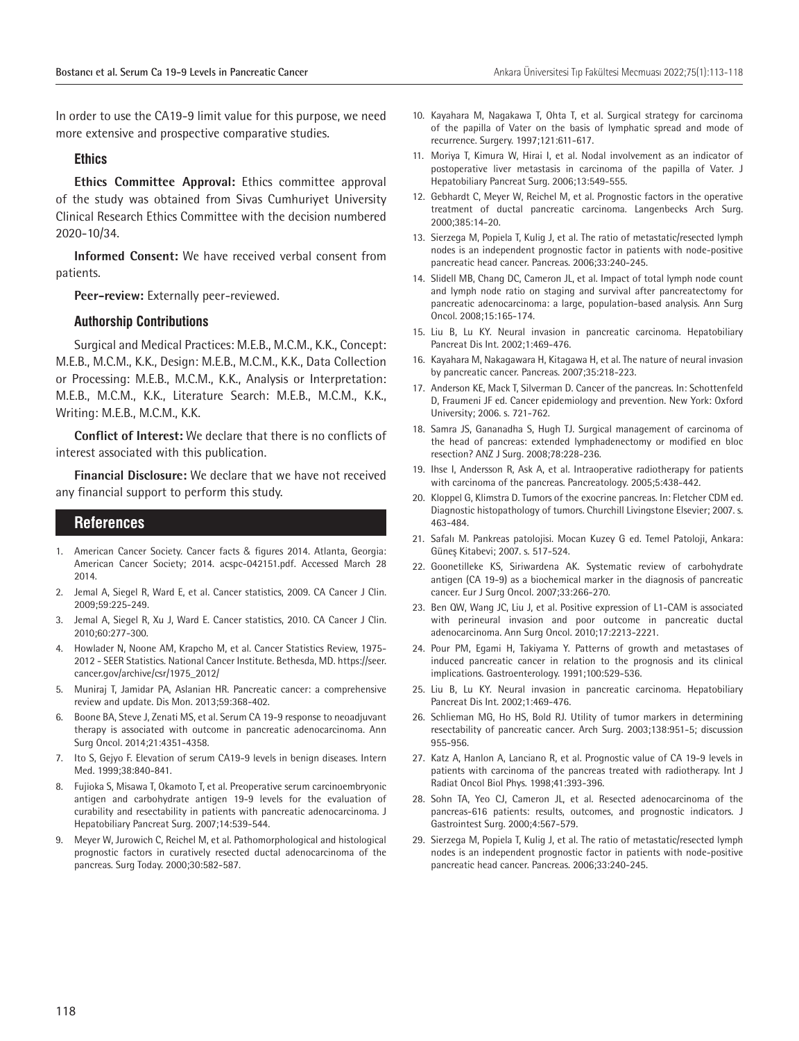In order to use the CA19-9 limit value for this purpose, we need more extensive and prospective comparative studies.

### Ethics

**Ethics Committee Approval:** Ethics committee approval of the study was obtained from Sivas Cumhuriyet University Clinical Research Ethics Committee with the decision numbered 2020-10/34.

**Informed Consent:** We have received verbal consent from patients.

**Peer-review:** Externally peer-reviewed.

### Authorship Contributions

Surgical and Medical Practices: M.E.B., M.C.M., K.K., Concept: M.E.B., M.C.M., K.K., Design: M.E.B., M.C.M., K.K., Data Collection or Processing: M.E.B., M.C.M., K.K., Analysis or Interpretation: M.E.B., M.C.M., K.K., Literature Search: M.E.B., M.C.M., K.K., Writing: M.E.B., M.C.M., K.K.

**Conflict of Interest:** We declare that there is no conflicts of interest associated with this publication.

**Financial Disclosure:** We declare that we have not received any financial support to perform this study.

## References

1. American Cancer Society. Cancer facts & figures 2014. Atlanta, Georgia: American Cancer Society; 2014. acspc-042151.pdf. Accessed March 28 2014.
2. Jemal A, Siegel R, Ward E, et al. Cancer statistics, 2009. CA Cancer J Clin. 2009;59:225-249.
3. Jemal A, Siegel R, Xu J, Ward E. Cancer statistics, 2010. CA Cancer J Clin. 2010;60:277-300.
4. Howlader N, Noone AM, Krapcho M, et al. Cancer Statistics Review, 1975-2012 - SEER Statistics. National Cancer Institute. Bethesda, MD. https://seer.cancer.gov/archive/csr/1975_2012/
5. Muniraj T, Jamidar PA, Aslanian HR. Pancreatic cancer: a comprehensive review and update. Dis Mon. 2013;59:368-402.
6. Boone BA, Steve J, Zenati MS, et al. Serum CA 19-9 response to neoadjuvant therapy is associated with outcome in pancreatic adenocarcinoma. Ann Surg Oncol. 2014;21:4351-4358.
7. Ito S, Gejyo F. Elevation of serum CA19-9 levels in benign diseases. Intern Med. 1999;38:840-841.
8. Fujioka S, Misawa T, Okamoto T, et al. Preoperative serum carcinoembryonic antigen and carbohydrate antigen 19-9 levels for the evaluation of curability and resectability in patients with pancreatic adenocarcinoma. J Hepatobiliary Pancreat Surg. 2007;14:539-544.
9. Meyer W, Jurowich C, Reichel M, et al. Pathomorphological and histological prognostic factors in curatively resected ductal adenocarcinoma of the pancreas. Surg Today. 2000;30:582-587.
10. Kayahara M, Nagakawa T, Ohta T, et al. Surgical strategy for carcinoma of the papilla of Vater on the basis of lymphatic spread and mode of recurrence. Surgery. 1997;121:611-617.
11. Moriya T, Kimura W, Hirai I, et al. Nodal involvement as an indicator of postoperative liver metastasis in carcinoma of the papilla of Vater. J Hepatobiliary Pancreat Surg. 2006;13:549-555.
12. Gebhardt C, Meyer W, Reichel M, et al. Prognostic factors in the operative treatment of ductal pancreatic carcinoma. Langenbecks Arch Surg. 2000;385:14-20.
13. Sierzega M, Popiela T, Kulig J, et al. The ratio of metastatic/resected lymph nodes is an independent prognostic factor in patients with node-positive pancreatic head cancer. Pancreas. 2006;33:240-245.
14. Slidell MB, Chang DC, Cameron JL, et al. Impact of total lymph node count and lymph node ratio on staging and survival after pancreatectomy for pancreatic adenocarcinoma: a large, population-based analysis. Ann Surg Oncol. 2008;15:165-174.
15. Liu B, Lu KY. Neural invasion in pancreatic carcinoma. Hepatobiliary Pancreat Dis Int. 2002;1:469-476.
16. Kayahara M, Nakagawara H, Kitagawa H, et al. The nature of neural invasion by pancreatic cancer. Pancreas. 2007;35:218-223.
17. Anderson KE, Mack T, Silverman D. Cancer of the pancreas. In: Schottenfeld D, Fraumeni JF ed. Cancer epidemiology and prevention. New York: Oxford University; 2006. s. 721-762.
18. Samra JS, Gananadha S, Hugh TJ. Surgical management of carcinoma of the head of pancreas: extended lymphadenectomy or modified en bloc resection? ANZ J Surg. 2008;78:228-236.
19. Ihse I, Andersson R, Ask A, et al. Intraoperative radiotherapy for patients with carcinoma of the pancreas. Pancreatology. 2005;5:438-442.
20. Kloppel G, Klimstra D. Tumors of the exocrine pancreas. In: Fletcher CDM ed. Diagnostic histopathology of tumors. Churchill Livingstone Elsevier; 2007. s. 463-484.
21. Safalı M. Pankreas patolojisi. Mocan Kuzey G ed. Temel Patoloji, Ankara: Güneş Kitabevi; 2007. s. 517-524.
22. Goonetilleke KS, Siriwardena AK. Systematic review of carbohydrate antigen (CA 19-9) as a biochemical marker in the diagnosis of pancreatic cancer. Eur J Surg Oncol. 2007;33:266-270.
23. Ben QW, Wang JC, Liu J, et al. Positive expression of L1-CAM is associated with perineural invasion and poor outcome in pancreatic ductal adenocarcinoma. Ann Surg Oncol. 2010;17:2213-2221.
24. Pour PM, Egami H, Takiyama Y. Patterns of growth and metastases of induced pancreatic cancer in relation to the prognosis and its clinical implications. Gastroenterology. 1991;100:529-536.
25. Liu B, Lu KY. Neural invasion in pancreatic carcinoma. Hepatobiliary Pancreat Dis Int. 2002;1:469-476.
26. Schlieman MG, Ho HS, Bold RJ. Utility of tumor markers in determining resectability of pancreatic cancer. Arch Surg. 2003;138:951-5; discussion 955-956.
27. Katz A, Hanlon A, Lanciano R, et al. Prognostic value of CA 19-9 levels in patients with carcinoma of the pancreas treated with radiotherapy. Int J Radiat Oncol Biol Phys. 1998;41:393-396.
28. Sohn TA, Yeo CJ, Cameron JL, et al. Resected adenocarcinoma of the pancreas-616 patients: results, outcomes, and prognostic indicators. J Gastrointest Surg. 2000;4:567-579.
29. Sierzega M, Popiela T, Kulig J, et al. The ratio of metastatic/resected lymph nodes is an independent prognostic factor in patients with node-positive pancreatic head cancer. Pancreas. 2006;33:240-245.